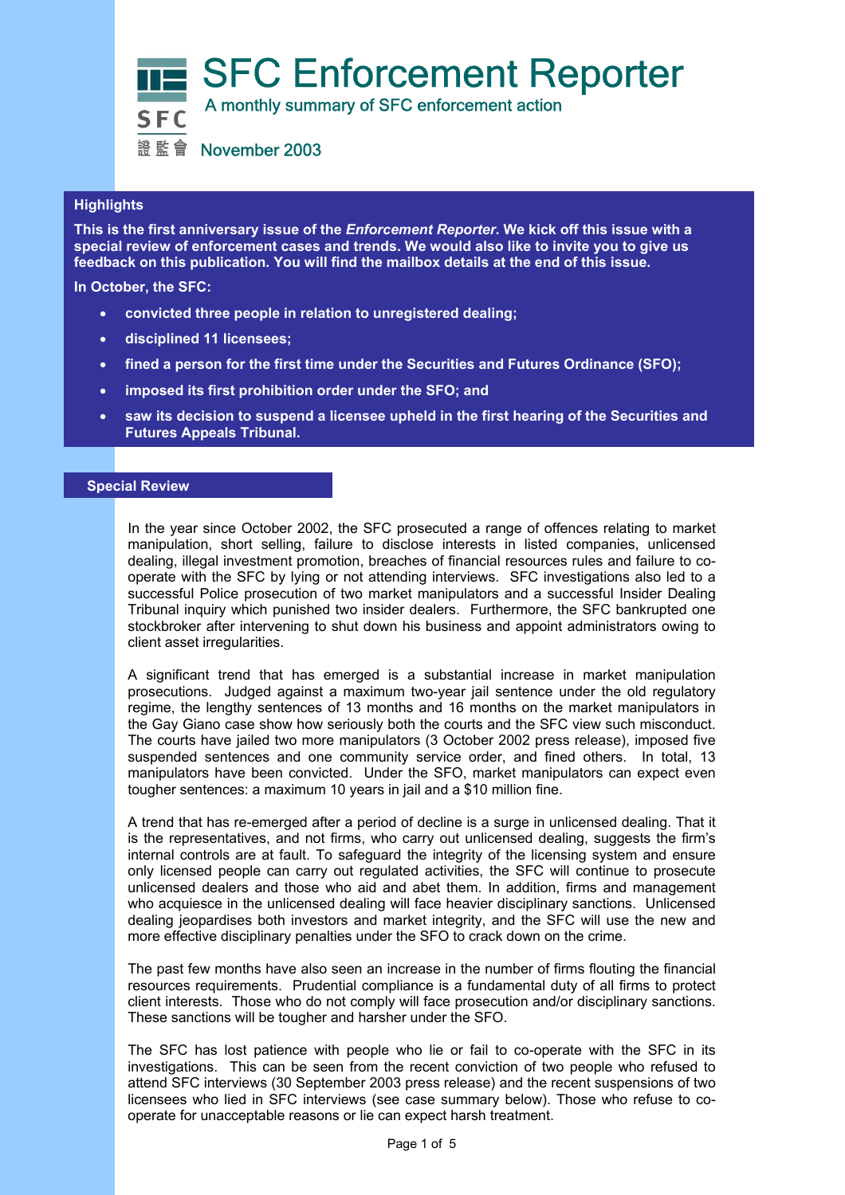# SFC Enforcement Reporter

A monthly summary of SFC enforcement action

SFC 證監會

November 2003

## Highlights

**This is the first anniversary issue of the *Enforcement Reporter*. We kick off this issue with a special review of enforcement cases and trends. We would also like to invite you to give us feedback on this publication. You will find the mailbox details at the end of this issue.**

**In October, the SFC:**

- **convicted three people in relation to unregistered dealing;**
- **disciplined 11 licensees;**
- **fined a person for the first time under the Securities and Futures Ordinance (SFO);**
- **imposed its first prohibition order under the SFO; and**
- **saw its decision to suspend a licensee upheld in the first hearing of the Securities and Futures Appeals Tribunal.**

## Special Review

In the year since October 2002, the SFC prosecuted a range of offences relating to market manipulation, short selling, failure to disclose interests in listed companies, unlicensed dealing, illegal investment promotion, breaches of financial resources rules and failure to co-operate with the SFC by lying or not attending interviews. SFC investigations also led to a successful Police prosecution of two market manipulators and a successful Insider Dealing Tribunal inquiry which punished two insider dealers. Furthermore, the SFC bankrupted one stockbroker after intervening to shut down his business and appoint administrators owing to client asset irregularities.

A significant trend that has emerged is a substantial increase in market manipulation prosecutions. Judged against a maximum two-year jail sentence under the old regulatory regime, the lengthy sentences of 13 months and 16 months on the market manipulators in the Gay Giano case show how seriously both the courts and the SFC view such misconduct. The courts have jailed two more manipulators (3 October 2002 press release), imposed five suspended sentences and one community service order, and fined others. In total, 13 manipulators have been convicted. Under the SFO, market manipulators can expect even tougher sentences: a maximum 10 years in jail and a $10 million fine.

A trend that has re-emerged after a period of decline is a surge in unlicensed dealing. That it is the representatives, and not firms, who carry out unlicensed dealing, suggests the firm's internal controls are at fault. To safeguard the integrity of the licensing system and ensure only licensed people can carry out regulated activities, the SFC will continue to prosecute unlicensed dealers and those who aid and abet them. In addition, firms and management who acquiesce in the unlicensed dealing will face heavier disciplinary sanctions. Unlicensed dealing jeopardises both investors and market integrity, and the SFC will use the new and more effective disciplinary penalties under the SFO to crack down on the crime.

The past few months have also seen an increase in the number of firms flouting the financial resources requirements. Prudential compliance is a fundamental duty of all firms to protect client interests. Those who do not comply will face prosecution and/or disciplinary sanctions. These sanctions will be tougher and harsher under the SFO.

The SFC has lost patience with people who lie or fail to co-operate with the SFC in its investigations. This can be seen from the recent conviction of two people who refused to attend SFC interviews (30 September 2003 press release) and the recent suspensions of two licensees who lied in SFC interviews (see case summary below). Those who refuse to co-operate for unacceptable reasons or lie can expect harsh treatment.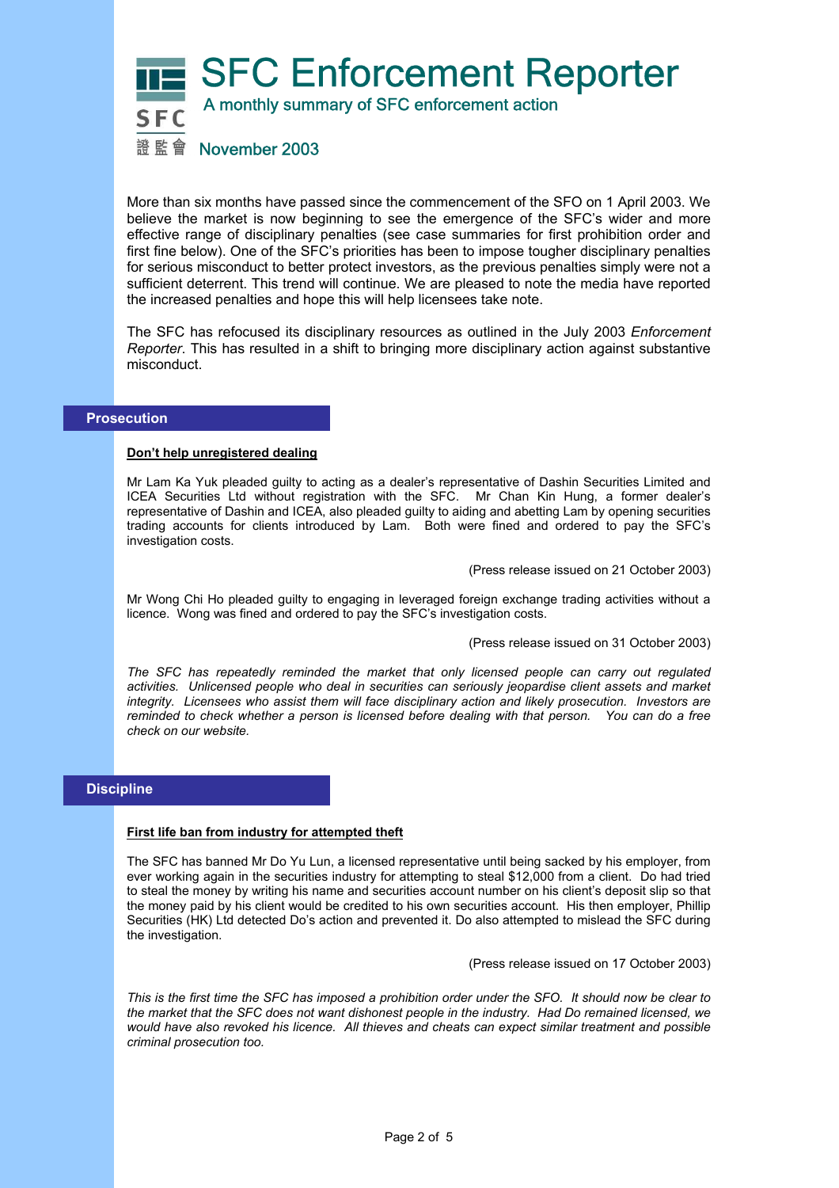# SFC Enforcement Reporter

A monthly summary of SFC enforcement action

November 2003

More than six months have passed since the commencement of the SFO on 1 April 2003. We believe the market is now beginning to see the emergence of the SFC's wider and more effective range of disciplinary penalties (see case summaries for first prohibition order and first fine below). One of the SFC's priorities has been to impose tougher disciplinary penalties for serious misconduct to better protect investors, as the previous penalties simply were not a sufficient deterrent. This trend will continue. We are pleased to note the media have reported the increased penalties and hope this will help licensees take note.

The SFC has refocused its disciplinary resources as outlined in the July 2003 *Enforcement Reporter*. This has resulted in a shift to bringing more disciplinary action against substantive misconduct.

## Prosecution

### Don't help unregistered dealing

Mr Lam Ka Yuk pleaded guilty to acting as a dealer's representative of Dashin Securities Limited and ICEA Securities Ltd without registration with the SFC. Mr Chan Kin Hung, a former dealer's representative of Dashin and ICEA, also pleaded guilty to aiding and abetting Lam by opening securities trading accounts for clients introduced by Lam. Both were fined and ordered to pay the SFC's investigation costs.

(Press release issued on 21 October 2003)

Mr Wong Chi Ho pleaded guilty to engaging in leveraged foreign exchange trading activities without a licence. Wong was fined and ordered to pay the SFC's investigation costs.

(Press release issued on 31 October 2003)

*The SFC has repeatedly reminded the market that only licensed people can carry out regulated activities. Unlicensed people who deal in securities can seriously jeopardise client assets and market integrity. Licensees who assist them will face disciplinary action and likely prosecution. Investors are reminded to check whether a person is licensed before dealing with that person. You can do a free check on our website.*

## Discipline

### First life ban from industry for attempted theft

The SFC has banned Mr Do Yu Lun, a licensed representative until being sacked by his employer, from ever working again in the securities industry for attempting to steal $12,000 from a client. Do had tried to steal the money by writing his name and securities account number on his client's deposit slip so that the money paid by his client would be credited to his own securities account. His then employer, Phillip Securities (HK) Ltd detected Do's action and prevented it. Do also attempted to mislead the SFC during the investigation.

(Press release issued on 17 October 2003)

*This is the first time the SFC has imposed a prohibition order under the SFO. It should now be clear to the market that the SFC does not want dishonest people in the industry. Had Do remained licensed, we would have also revoked his licence. All thieves and cheats can expect similar treatment and possible criminal prosecution too.*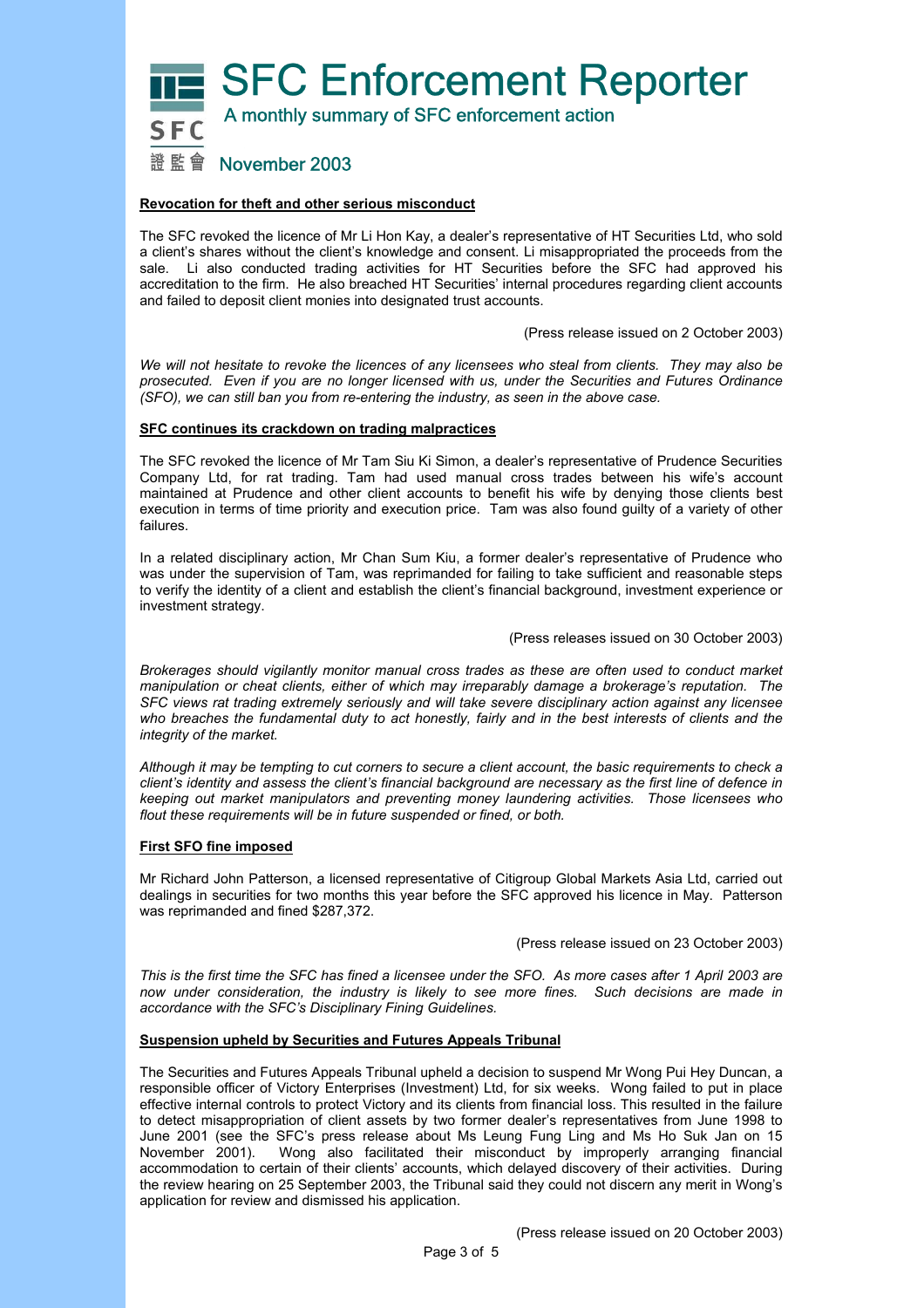# SFC Enforcement Reporter

A monthly summary of SFC enforcement action

November 2003

**Revocation for theft and other serious misconduct**

The SFC revoked the licence of Mr Li Hon Kay, a dealer's representative of HT Securities Ltd, who sold a client's shares without the client's knowledge and consent. Li misappropriated the proceeds from the sale. Li also conducted trading activities for HT Securities before the SFC had approved his accreditation to the firm. He also breached HT Securities' internal procedures regarding client accounts and failed to deposit client monies into designated trust accounts.

(Press release issued on 2 October 2003)

*We will not hesitate to revoke the licences of any licensees who steal from clients. They may also be prosecuted. Even if you are no longer licensed with us, under the Securities and Futures Ordinance (SFO), we can still ban you from re-entering the industry, as seen in the above case.*

**SFC continues its crackdown on trading malpractices**

The SFC revoked the licence of Mr Tam Siu Ki Simon, a dealer's representative of Prudence Securities Company Ltd, for rat trading. Tam had used manual cross trades between his wife's account maintained at Prudence and other client accounts to benefit his wife by denying those clients best execution in terms of time priority and execution price. Tam was also found guilty of a variety of other failures.

In a related disciplinary action, Mr Chan Sum Kiu, a former dealer's representative of Prudence who was under the supervision of Tam, was reprimanded for failing to take sufficient and reasonable steps to verify the identity of a client and establish the client's financial background, investment experience or investment strategy.

(Press releases issued on 30 October 2003)

*Brokerages should vigilantly monitor manual cross trades as these are often used to conduct market manipulation or cheat clients, either of which may irreparably damage a brokerage's reputation. The SFC views rat trading extremely seriously and will take severe disciplinary action against any licensee who breaches the fundamental duty to act honestly, fairly and in the best interests of clients and the integrity of the market.*

*Although it may be tempting to cut corners to secure a client account, the basic requirements to check a client's identity and assess the client's financial background are necessary as the first line of defence in keeping out market manipulators and preventing money laundering activities. Those licensees who flout these requirements will be in future suspended or fined, or both.*

**First SFO fine imposed**

Mr Richard John Patterson, a licensed representative of Citigroup Global Markets Asia Ltd, carried out dealings in securities for two months this year before the SFC approved his licence in May. Patterson was reprimanded and fined $287,372.

(Press release issued on 23 October 2003)

*This is the first time the SFC has fined a licensee under the SFO. As more cases after 1 April 2003 are now under consideration, the industry is likely to see more fines. Such decisions are made in accordance with the SFC's Disciplinary Fining Guidelines.*

**Suspension upheld by Securities and Futures Appeals Tribunal**

The Securities and Futures Appeals Tribunal upheld a decision to suspend Mr Wong Pui Hey Duncan, a responsible officer of Victory Enterprises (Investment) Ltd, for six weeks. Wong failed to put in place effective internal controls to protect Victory and its clients from financial loss. This resulted in the failure to detect misappropriation of client assets by two former dealer's representatives from June 1998 to June 2001 (see the SFC's press release about Ms Leung Fung Ling and Ms Ho Suk Jan on 15 November 2001). Wong also facilitated their misconduct by improperly arranging financial accommodation to certain of their clients' accounts, which delayed discovery of their activities. During the review hearing on 25 September 2003, the Tribunal said they could not discern any merit in Wong's application for review and dismissed his application.

(Press release issued on 20 October 2003)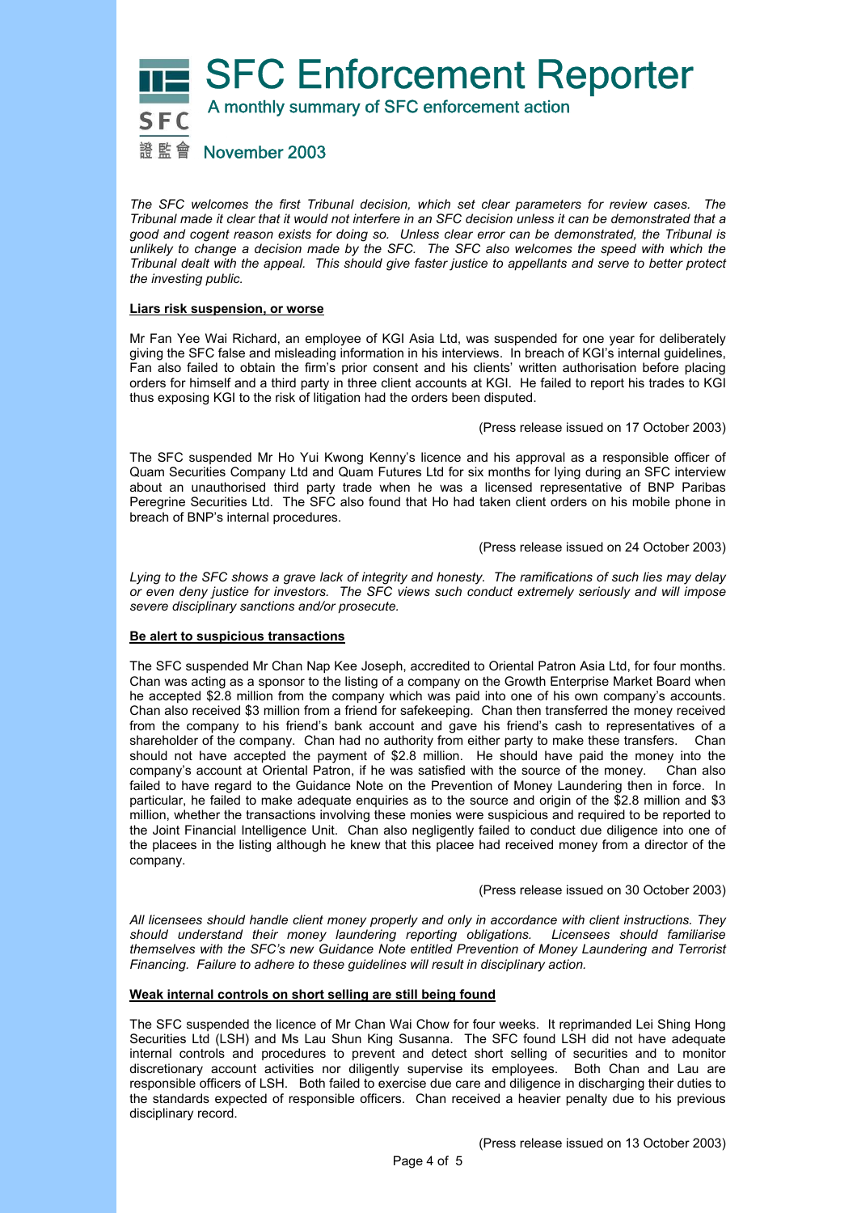*The SFC welcomes the first Tribunal decision, which set clear parameters for review cases. The Tribunal made it clear that it would not interfere in an SFC decision unless it can be demonstrated that a good and cogent reason exists for doing so. Unless clear error can be demonstrated, the Tribunal is unlikely to change a decision made by the SFC. The SFC also welcomes the speed with which the Tribunal dealt with the appeal. This should give faster justice to appellants and serve to better protect the investing public.*

**Liars risk suspension, or worse**

Mr Fan Yee Wai Richard, an employee of KGI Asia Ltd, was suspended for one year for deliberately giving the SFC false and misleading information in his interviews. In breach of KGI's internal guidelines, Fan also failed to obtain the firm's prior consent and his clients' written authorisation before placing orders for himself and a third party in three client accounts at KGI. He failed to report his trades to KGI thus exposing KGI to the risk of litigation had the orders been disputed.

(Press release issued on 17 October 2003)

The SFC suspended Mr Ho Yui Kwong Kenny's licence and his approval as a responsible officer of Quam Securities Company Ltd and Quam Futures Ltd for six months for lying during an SFC interview about an unauthorised third party trade when he was a licensed representative of BNP Paribas Peregrine Securities Ltd. The SFC also found that Ho had taken client orders on his mobile phone in breach of BNP's internal procedures.

(Press release issued on 24 October 2003)

*Lying to the SFC shows a grave lack of integrity and honesty. The ramifications of such lies may delay or even deny justice for investors. The SFC views such conduct extremely seriously and will impose severe disciplinary sanctions and/or prosecute.*

**Be alert to suspicious transactions**

The SFC suspended Mr Chan Nap Kee Joseph, accredited to Oriental Patron Asia Ltd, for four months. Chan was acting as a sponsor to the listing of a company on the Growth Enterprise Market Board when he accepted $2.8 million from the company which was paid into one of his own company's accounts. Chan also received $3 million from a friend for safekeeping. Chan then transferred the money received from the company to his friend's bank account and gave his friend's cash to representatives of a shareholder of the company. Chan had no authority from either party to make these transfers. Chan should not have accepted the payment of $2.8 million. He should have paid the money into the company's account at Oriental Patron, if he was satisfied with the source of the money. Chan also failed to have regard to the Guidance Note on the Prevention of Money Laundering then in force. In particular, he failed to make adequate enquiries as to the source and origin of the $2.8 million and $3 million, whether the transactions involving these monies were suspicious and required to be reported to the Joint Financial Intelligence Unit. Chan also negligently failed to conduct due diligence into one of the placees in the listing although he knew that this placee had received money from a director of the company.

(Press release issued on 30 October 2003)

*All licensees should handle client money properly and only in accordance with client instructions. They should understand their money laundering reporting obligations. Licensees should familiarise themselves with the SFC's new Guidance Note entitled Prevention of Money Laundering and Terrorist Financing. Failure to adhere to these guidelines will result in disciplinary action.*

**Weak internal controls on short selling are still being found**

The SFC suspended the licence of Mr Chan Wai Chow for four weeks. It reprimanded Lei Shing Hong Securities Ltd (LSH) and Ms Lau Shun King Susanna. The SFC found LSH did not have adequate internal controls and procedures to prevent and detect short selling of securities and to monitor discretionary account activities nor diligently supervise its employees. Both Chan and Lau are responsible officers of LSH. Both failed to exercise due care and diligence in discharging their duties to the standards expected of responsible officers. Chan received a heavier penalty due to his previous disciplinary record.

(Press release issued on 13 October 2003)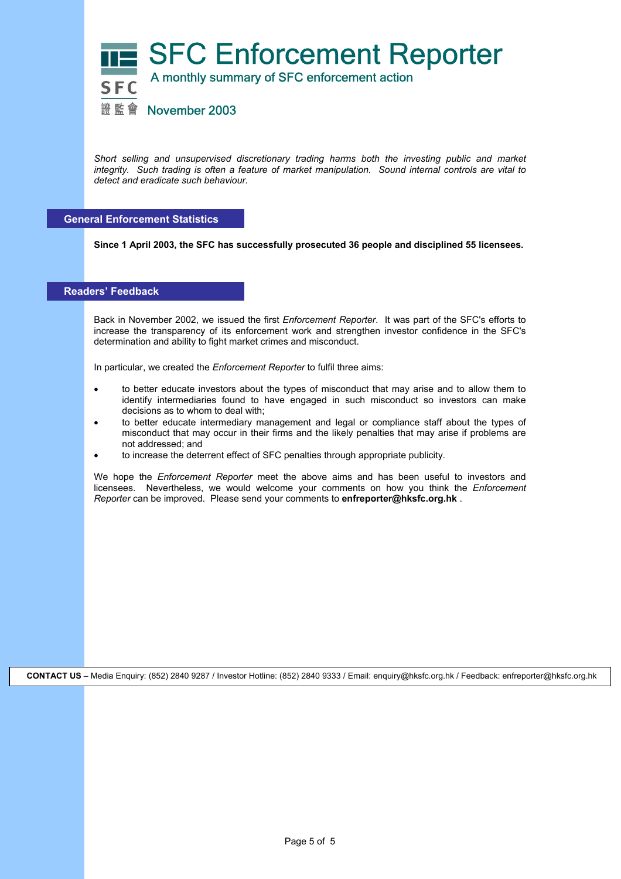# SFC Enforcement Reporter

A monthly summary of SFC enforcement action

SFC 證監會 November 2003

*Short selling and unsupervised discretionary trading harms both the investing public and market integrity. Such trading is often a feature of market manipulation. Sound internal controls are vital to detect and eradicate such behaviour.*

## General Enforcement Statistics

**Since 1 April 2003, the SFC has successfully prosecuted 36 people and disciplined 55 licensees.**

## Readers' Feedback

Back in November 2002, we issued the first *Enforcement Reporter*. It was part of the SFC's efforts to increase the transparency of its enforcement work and strengthen investor confidence in the SFC's determination and ability to fight market crimes and misconduct.

In particular, we created the *Enforcement Reporter* to fulfil three aims:

- to better educate investors about the types of misconduct that may arise and to allow them to identify intermediaries found to have engaged in such misconduct so investors can make decisions as to whom to deal with;
- to better educate intermediary management and legal or compliance staff about the types of misconduct that may occur in their firms and the likely penalties that may arise if problems are not addressed; and
- to increase the deterrent effect of SFC penalties through appropriate publicity.

We hope the *Enforcement Reporter* meet the above aims and has been useful to investors and licensees. Nevertheless, we would welcome your comments on how you think the *Enforcement Reporter* can be improved. Please send your comments to **enfreporter@hksfc.org.hk** .

**CONTACT US** – Media Enquiry: (852) 2840 9287 / Investor Hotline: (852) 2840 9333 / Email: enquiry@hksfc.org.hk / Feedback: enfreporter@hksfc.org.hk